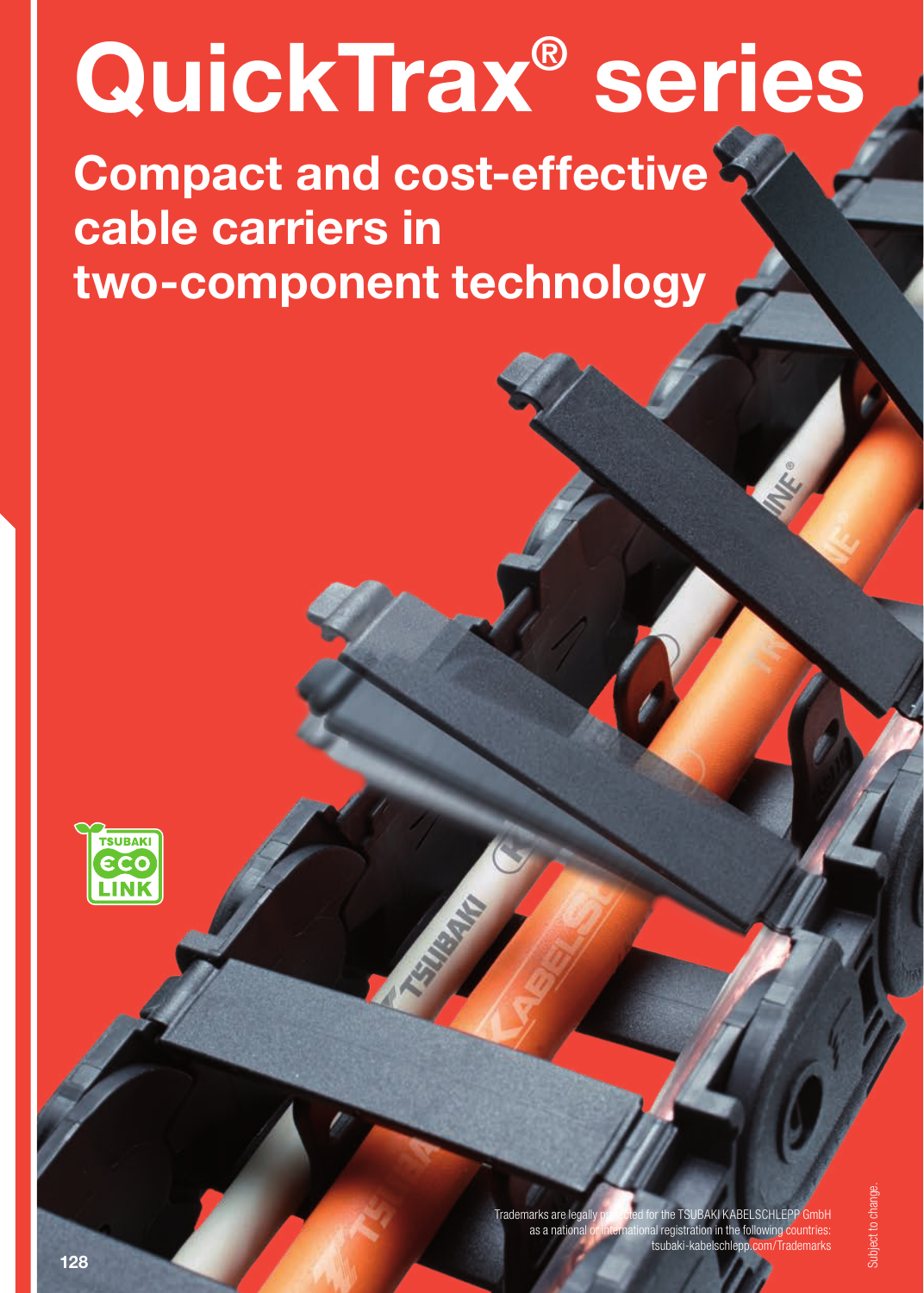# QuickTrax® series

## Compact and cost-effective cable carriers in two-component technology

TSUBAKI ECO LINK

Trademarks are legally protected for the TSUBAKI KABELSCHLEPP GmbH as a national or international registration in the following countries: tsubaki-kabelschlepp.com/Trademarks

Subject to change.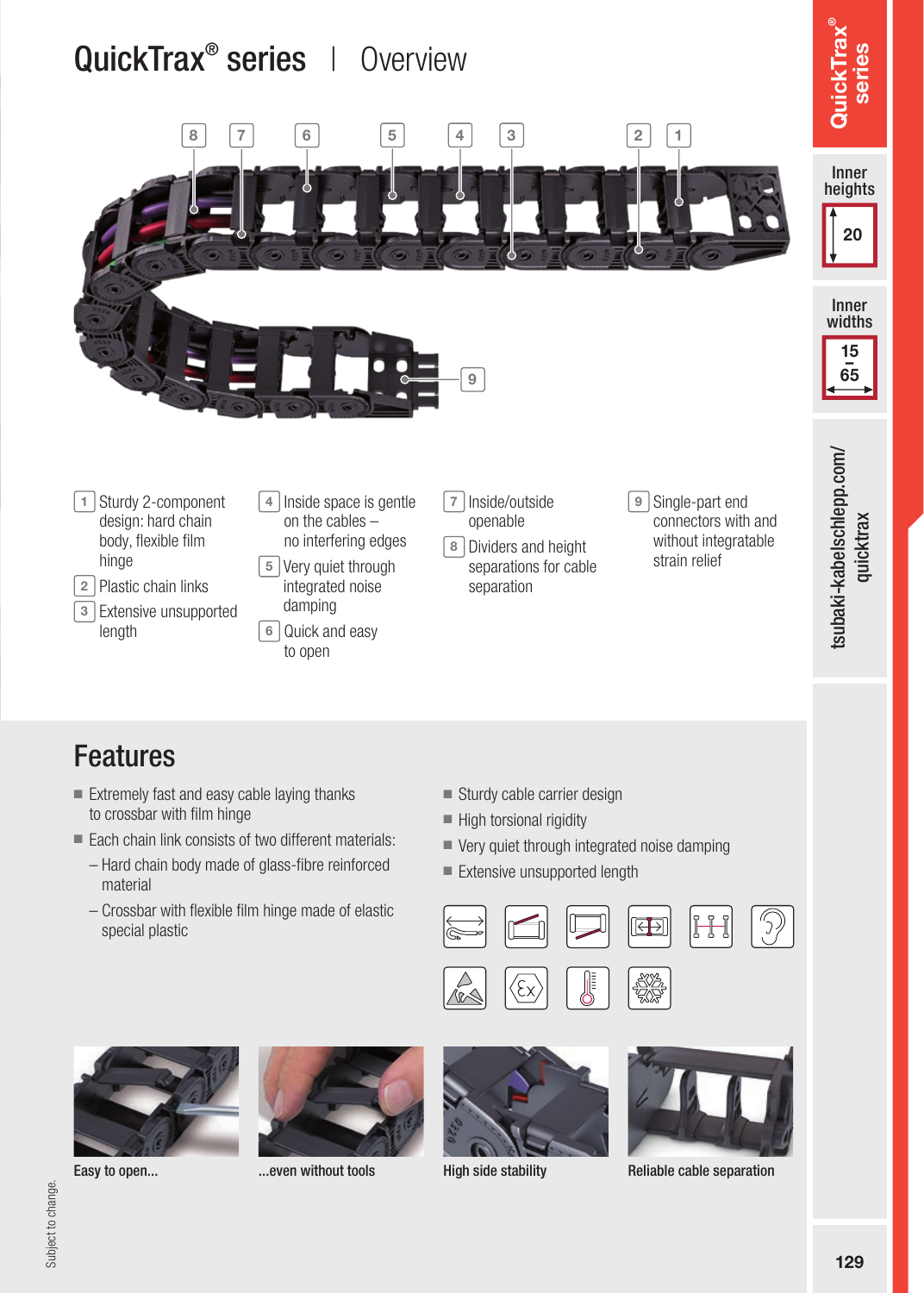# QuickTrax® series | Overview

1 Sturdy 2-component design: hard chain body, flexible film hinge

2 Plastic chain links

3 Extensive unsupported length

4 Inside space is gentle on the cables – no interfering edges

5 Very quiet through integrated noise damping

6 Quick and easy to open

7 Inside/outside openable

8 Dividers and height separations for cable separation

9 Single-part end connectors with and without integratable strain relief

Inner heights: 20

Inner widths: 15 – 65

tsubaki-kabelschlepp.com/quicktrax

## Features

- Extremely fast and easy cable laying thanks to crossbar with film hinge
- Each chain link consists of two different materials:
  - Hard chain body made of glass-fibre reinforced material
  - Crossbar with flexible film hinge made of elastic special plastic
- Sturdy cable carrier design
- High torsional rigidity
- Very quiet through integrated noise damping
- Extensive unsupported length

Easy to open...

...even without tools

High side stability

Reliable cable separation

Subject to change.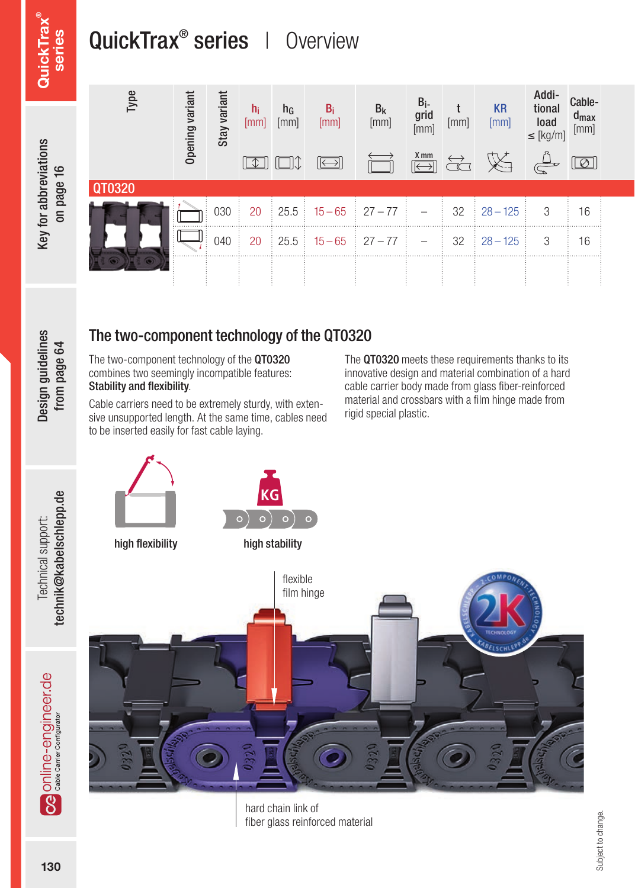# QuickTrax® series | Overview

| Type | Opening variant | Stay variant | $h_i$ [mm] | $h_G$ [mm] | $B_i$ [mm] | $B_k$ [mm] | $B_i$-grid [mm] | t [mm] | KR [mm] | Additional load ≤ [kg/m] | Cable-$d_{max}$ [mm] |
|---|---|---|---|---|---|---|---|---|---|---|---|
| **QT0320** | | | | | | | | | | | |
| | | 030 | 20 | 25.5 | 15 – 65 | 27 – 77 | – | 32 | 28 – 125 | 3 | 16 |
| | | 040 | 20 | 25.5 | 15 – 65 | 27 – 77 | – | 32 | 28 – 125 | 3 | 16 |

## The two-component technology of the QT0320

The two-component technology of the **QT0320** combines two seemingly incompatible features: **Stability and flexibility**.

Cable carriers need to be extremely sturdy, with extensive unsupported length. At the same time, cables need to be inserted easily for fast cable laying.

The **QT0320** meets these requirements thanks to its innovative design and material combination of a hard cable carrier body made from glass fiber-reinforced material and crossbars with a film hinge made from rigid special plastic.

high flexibility

high stability

flexible film hinge

hard chain link of fiber glass reinforced material

Subject to change.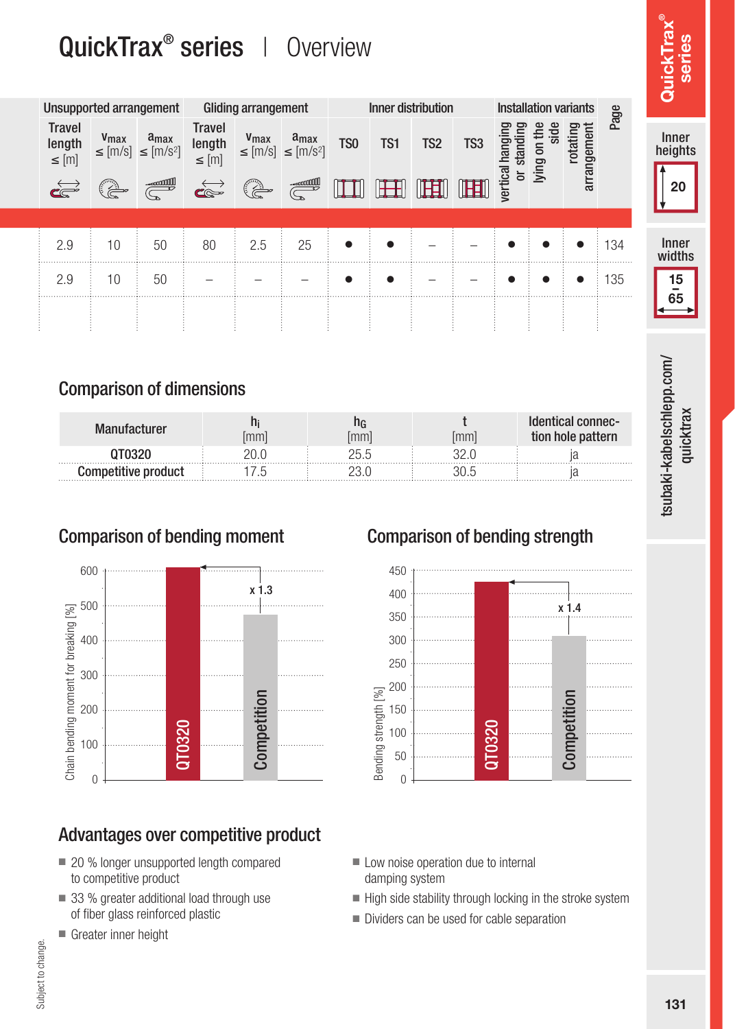# QuickTrax® series | Overview

| Unsupported arrangement | | | Gliding arrangement | | | Inner distribution | | | | Installation variants | | | Page |
|---|---|---|---|---|---|---|---|---|---|---|---|---|---|
| Travel length ≤ [m] | $v_{max}$ ≤ [m/s] | $a_{max}$ ≤ [m/s²] | Travel length ≤ [m] | $v_{max}$ ≤ [m/s] | $a_{max}$ ≤ [m/s²] | TS0 | TS1 | TS2 | TS3 | vertical hanging or standing | lying on the side | rotating arrangement | |
| 2.9 | 10 | 50 | 80 | 2.5 | 25 | ● | ● | – | – | ● | ● | ● | 134 |
| 2.9 | 10 | 50 | – | – | – | ● | ● | – | – | ● | ● | ● | 135 |

Inner heights: 20

Inner widths: 15 – 65

tsubaki-kabelschlepp.com/quicktrax

## Comparison of dimensions

| Manufacturer | $h_i$ [mm] | $h_G$ [mm] | t [mm] | Identical connection hole pattern |
|---|---|---|---|---|
| QT0320 | 20.0 | 25.5 | 32.0 | ja |
| Competitive product | 17.5 | 23.0 | 30.5 | ja |

## Comparison of bending moment

Chain bending moment for breaking [%]: QT0320 ≈ 600, Competition ≈ 475 (x 1.3)

## Comparison of bending strength

Bending strength [%]: QT0320 ≈ 425, Competition ≈ 310 (x 1.4)

## Advantages over competitive product

- 20 % longer unsupported length compared to competitive product
- 33 % greater additional load through use of fiber glass reinforced plastic
- Greater inner height
- Low noise operation due to internal damping system
- High side stability through locking in the stroke system
- Dividers can be used for cable separation

Subject to change.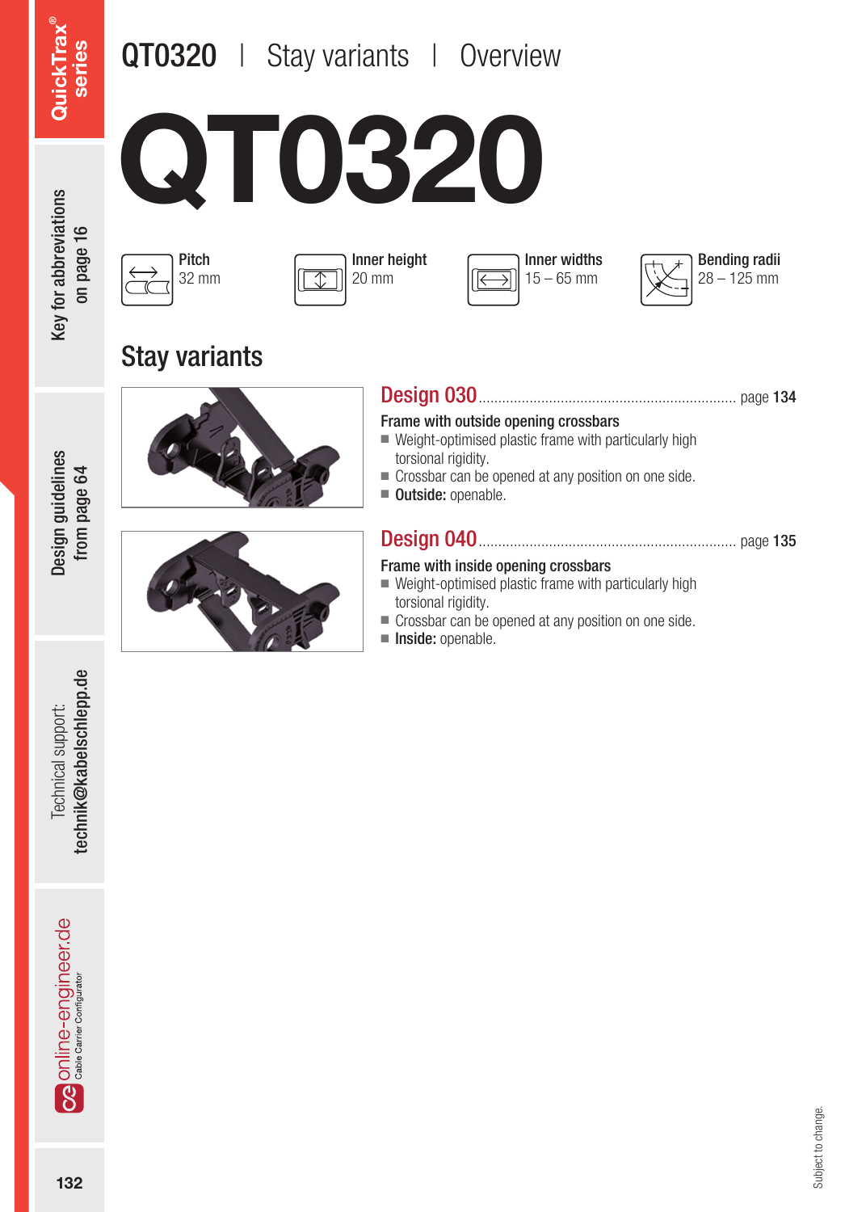# QT0320 | Stay variants | Overview

# QT0320

| Pitch | Inner height | Inner widths | Bending radii |
|---|---|---|---|
| 32 mm | 20 mm | 15 – 65 mm | 28 – 125 mm |

## Stay variants

### Design 030 ........ page 134

**Frame with outside opening crossbars**

- Weight-optimised plastic frame with particularly high torsional rigidity.
- Crossbar can be opened at any position on one side.
- **Outside:** openable.

### Design 040 ........ page 135

**Frame with inside opening crossbars**

- Weight-optimised plastic frame with particularly high torsional rigidity.
- Crossbar can be opened at any position on one side.
- **Inside:** openable.

Subject to change.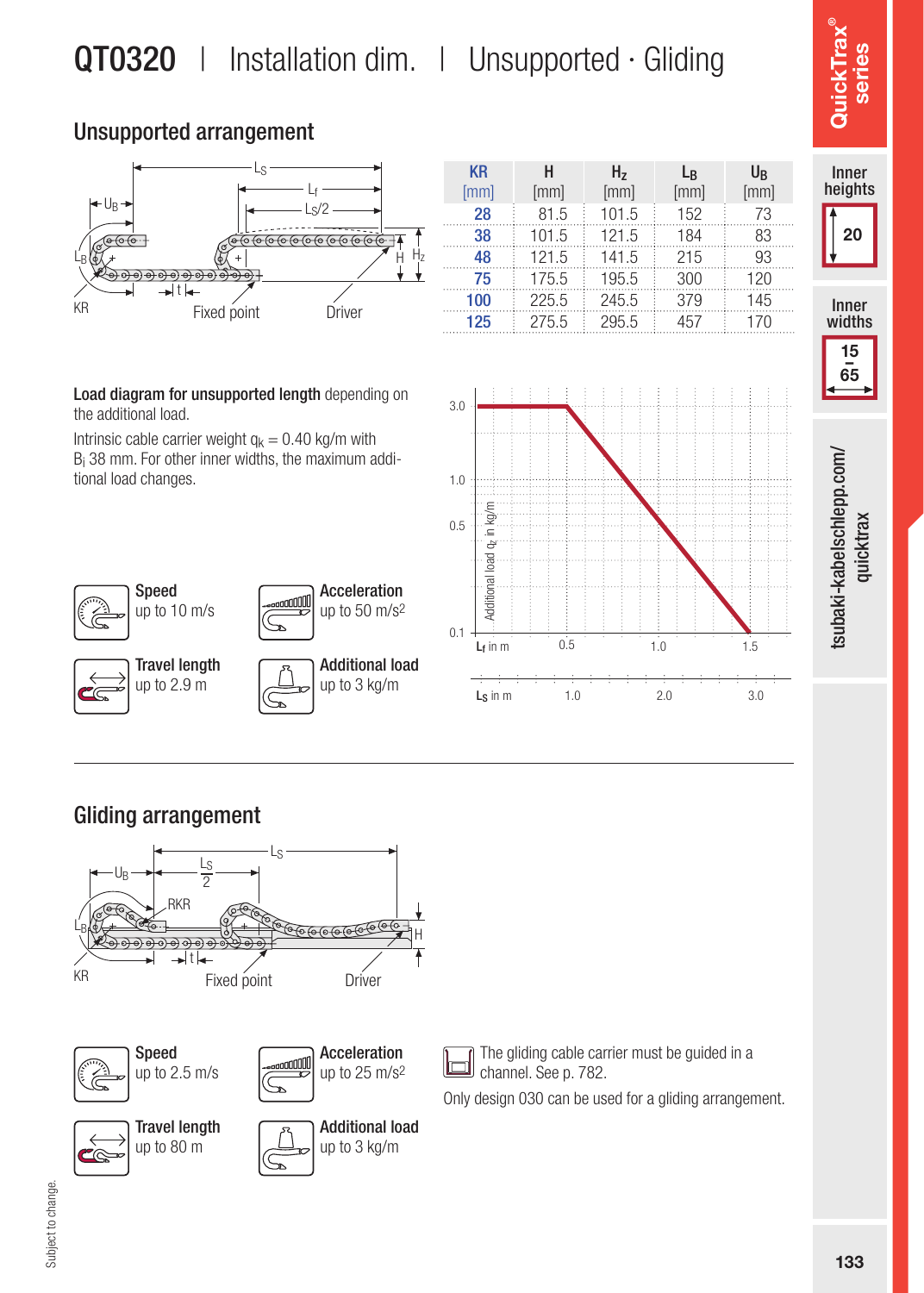# QT0320 | Installation dim. | Unsupported · Gliding

## Unsupported arrangement

| KR [mm] | H [mm] | $H_z$ [mm] | $L_B$ [mm] | $U_B$ [mm] |
|---|---|---|---|---|
| 28 | 81.5 | 101.5 | 152 | 73 |
| 38 | 101.5 | 121.5 | 184 | 83 |
| 48 | 121.5 | 141.5 | 215 | 93 |
| 75 | 175.5 | 195.5 | 300 | 120 |
| 100 | 225.5 | 245.5 | 379 | 145 |
| 125 | 275.5 | 295.5 | 457 | 170 |

**Load diagram for unsupported length** depending on the additional load.

Intrinsic cable carrier weight $q_k$ = 0.40 kg/m with $B_i$ 38 mm. For other inner widths, the maximum additional load changes.

**Speed** up to 10 m/s

**Acceleration** up to 50 m/s$^2$

**Travel length** up to 2.9 m

**Additional load** up to 3 kg/m

## Gliding arrangement

**Speed** up to 2.5 m/s

**Acceleration** up to 25 m/s$^2$

**Travel length** up to 80 m

**Additional load** up to 3 kg/m

The gliding cable carrier must be guided in a channel. See p. 782.

Only design 030 can be used for a gliding arrangement.

Subject to change.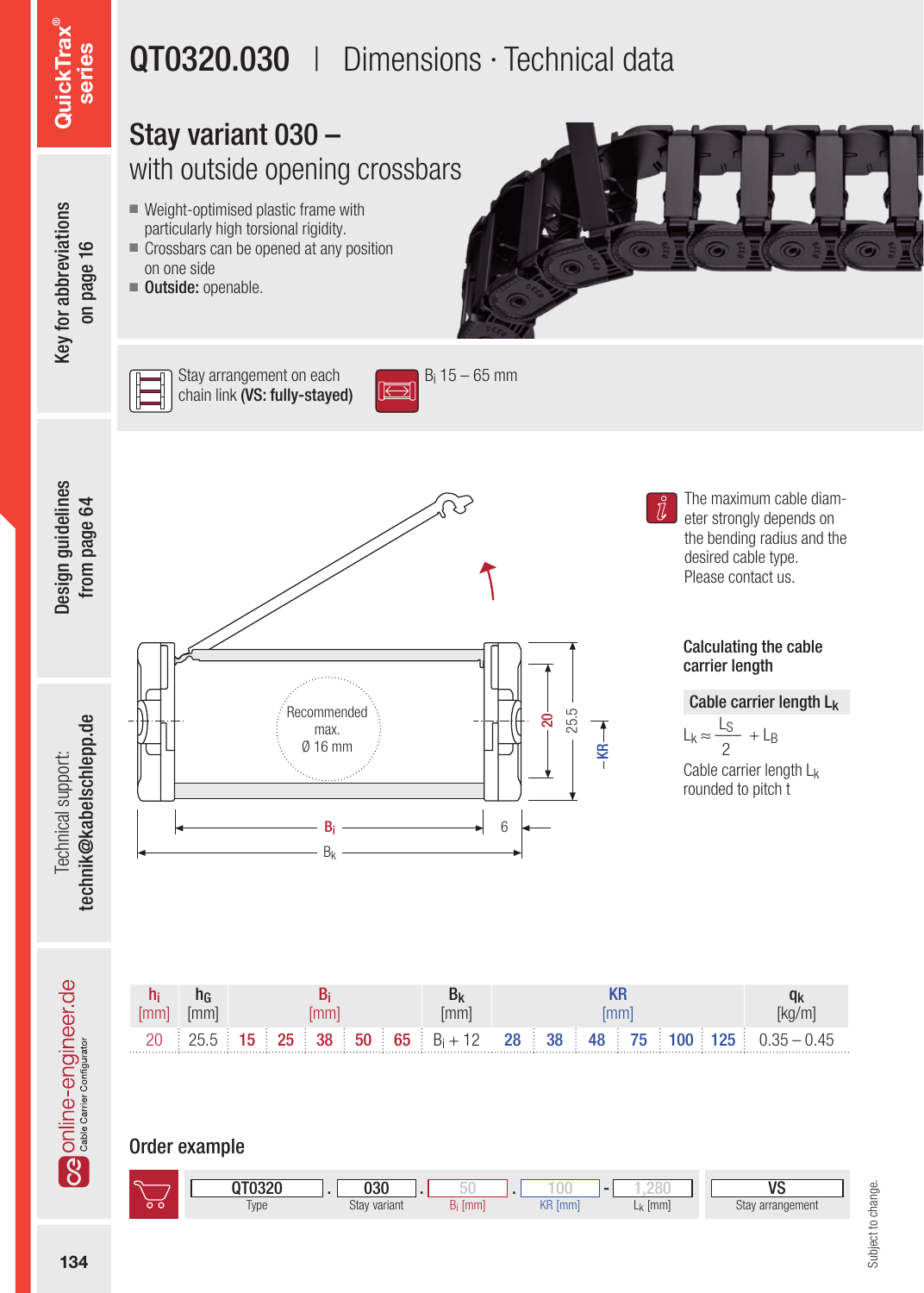# QT0320.030 | Dimensions · Technical data

## Stay variant 030 – with outside opening crossbars

- Weight-optimised plastic frame with particularly high torsional rigidity.
- Crossbars can be opened at any position on one side
- **Outside:** openable.

Stay arrangement on each chain link **(VS: fully-stayed)**

$B_i$ 15 – 65 mm

Recommended max. Ø 16 mm

20 25.5 KR $B_i$ 6 $B_k$

The maximum cable diameter strongly depends on the bending radius and the desired cable type. Please contact us.

### Calculating the cable carrier length

**Cable carrier length $L_k$**

$$L_k \approx \frac{L_S}{2} + L_B$$

Cable carrier length $L_k$ rounded to pitch t

| $h_i$ [mm] | $h_G$ [mm] | $B_i$ [mm] | | | | | $B_k$ [mm] | KR [mm] | | | | | | $q_k$ [kg/m] |
|---|---|---|---|---|---|---|---|---|---|---|---|---|---|---|
| 20 | 25.5 | 15 | 25 | 38 | 50 | 65 | $B_i$ + 12 | 28 | 38 | 48 | 75 | 100 | 125 | 0.35 – 0.45 |

### Order example

| QT0320 | . | 030 | . | 50 | . | 100 | - | 1,280 | VS |
|---|---|---|---|---|---|---|---|---|---|
| Type | | Stay variant | | $B_i$ [mm] | | KR [mm] | | $L_k$ [mm] | Stay arrangement |

Subject to change.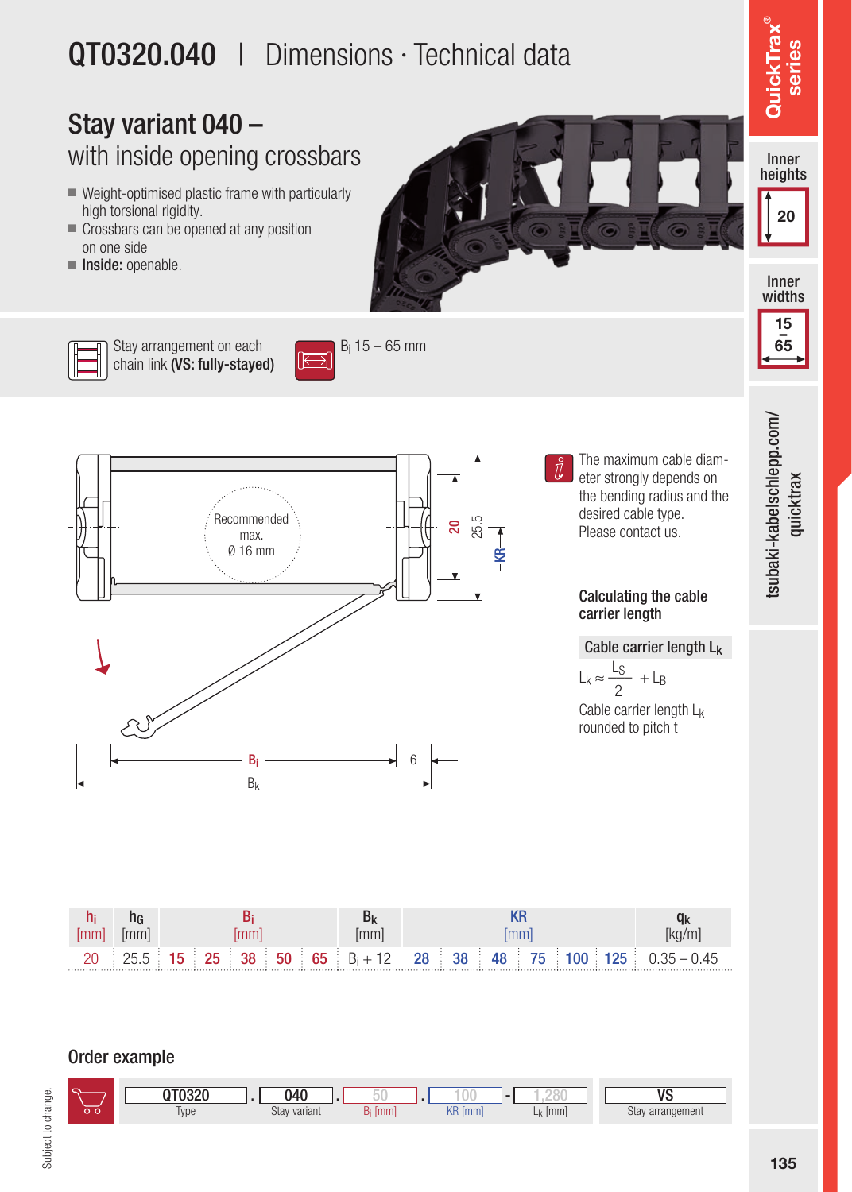# QT0320.040 | Dimensions · Technical data

## Stay variant 040 – with inside opening crossbars

- Weight-optimised plastic frame with particularly high torsional rigidity.
- Crossbars can be opened at any position on one side
- **Inside:** openable.

Stay arrangement on each chain link **(VS: fully-stayed)**

$B_i$ 15 – 65 mm

Recommended max. Ø 16 mm

20 25.5 KR

$B_i$ 6

$B_k$

The maximum cable diameter strongly depends on the bending radius and the desired cable type. Please contact us.

### Calculating the cable carrier length

**Cable carrier length $L_k$**

$$L_k \approx \frac{L_S}{2} + L_B$$

Cable carrier length $L_k$ rounded to pitch t

| $h_i$ [mm] | $h_G$ [mm] | $B_i$ [mm] | | | | | $B_k$ [mm] | KR [mm] | | | | | | $q_k$ [kg/m] |
|---|---|---|---|---|---|---|---|---|---|---|---|---|---|---|
| 20 | 25.5 | 15 | 25 | 38 | 50 | 65 | $B_i$ + 12 | 28 | 38 | 48 | 75 | 100 | 125 | 0.35 – 0.45 |

## Order example

| QT0320 | . | 040 | . | 50 | . | 100 | - | 1,280 | VS |
|---|---|---|---|---|---|---|---|---|---|
| Type | | Stay variant | | $B_i$ [mm] | | KR [mm] | | $L_k$ [mm] | Stay arrangement |

Subject to change.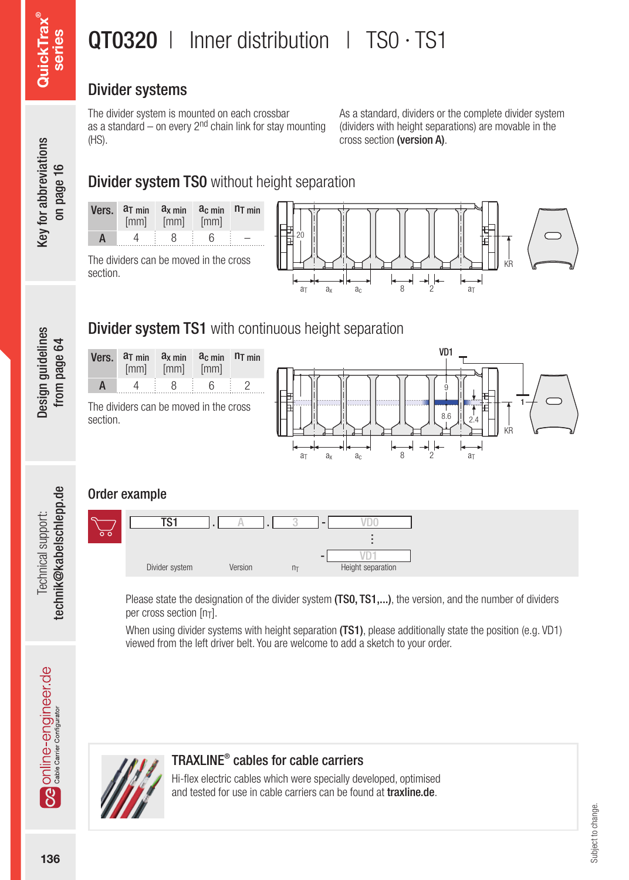# QT0320 | Inner distribution | TS0 · TS1

## Divider systems

The divider system is mounted on each crossbar as a standard – on every 2nd chain link for stay mounting (HS).

As a standard, dividers or the complete divider system (dividers with height separations) are movable in the cross section **(version A)**.

## Divider system TS0 without height separation

| Vers. | $a_{T\,min}$ [mm] | $a_{x\,min}$ [mm] | $a_{c\,min}$ [mm] | $n_{T\,min}$ |
|---|---|---|---|---|
| A | 4 | 8 | 6 | – |

The dividers can be moved in the cross section.

## Divider system TS1 with continuous height separation

| Vers. | $a_{T\,min}$ [mm] | $a_{x\,min}$ [mm] | $a_{c\,min}$ [mm] | $n_{T\,min}$ |
|---|---|---|---|---|
| A | 4 | 8 | 6 | 2 |

The dividers can be moved in the cross section.

## Order example

TS1 . A . 3 - VD0 ⋮ - VD1

Divider system | Version | $n_T$ | Height separation

Please state the designation of the divider system **(TS0, TS1,...)**, the version, and the number of dividers per cross section [$n_T$].

When using divider systems with height separation **(TS1)**, please additionally state the position (e.g. VD1) viewed from the left driver belt. You are welcome to add a sketch to your order.

### TRAXLINE® cables for cable carriers

Hi-flex electric cables which were specially developed, optimised and tested for use in cable carriers can be found at **traxline.de**.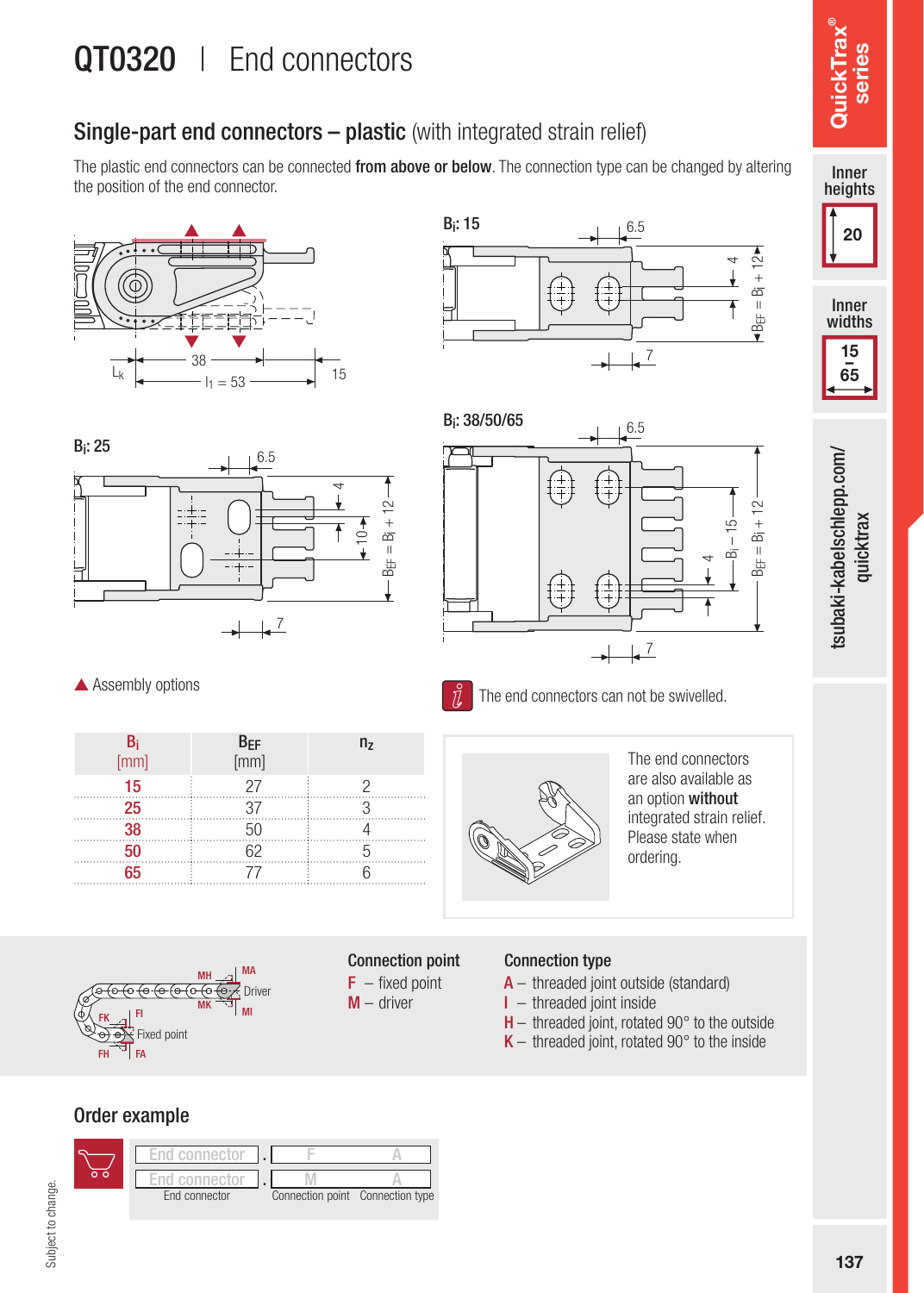# QT0320 | End connectors

## Single-part end connectors – plastic (with integrated strain relief)

The plastic end connectors can be connected **from above or below**. The connection type can be changed by altering the position of the end connector.

$B_i$: 15

$B_i$: 25

$B_i$: 38/50/65

▲ Assembly options

The end connectors can not be swivelled.

| $B_i$ [mm] | $B_{EF}$ [mm] | $n_z$ |
|---|---|---|
| 15 | 27 | 2 |
| 25 | 37 | 3 |
| 38 | 50 | 4 |
| 50 | 62 | 5 |
| 65 | 77 | 6 |

The end connectors are also available as an option **without** integrated strain relief. Please state when ordering.

**Connection point**
- F – fixed point
- M – driver

**Connection type**
- A – threaded joint outside (standard)
- I – threaded joint inside
- H – threaded joint, rotated 90° to the outside
- K – threaded joint, rotated 90° to the inside

## Order example

| End connector | | Connection point | Connection type |
|---|---|---|---|
| End connector | . | F | A |
| End connector | . | M | A |

Subject to change.